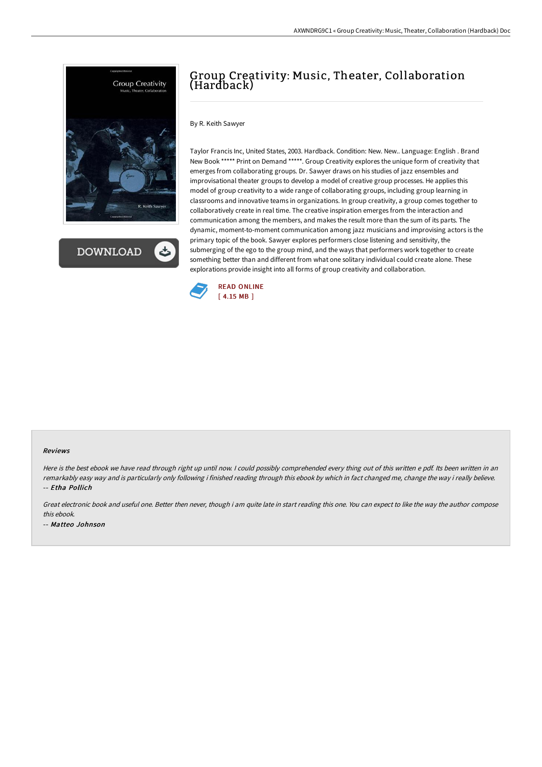# Group Creativity: Music, Theater, Collaboration (Hardback)

By R. Keith Sawyer

Taylor Francis Inc, United States, 2003. Hardback. Condition: New. New.. Language: English . Brand New Book ***** Print on Demand *****. Group Creativity explores the unique form of creativity that emerges from collaborating groups. Dr. Sawyer draws on his studies of jazz ensembles and improvisational theater groups to develop a model of creative group processes. He applies this model of group creativity to a wide range of collaborating groups, including group learning in classrooms and innovative teams in organizations. In group creativity, a group comes together to collaboratively create in real time. The creative inspiration emerges from the interaction and communication among the members, and makes the result more than the sum of its parts. The dynamic, moment-to-moment communication among jazz musicians and improvising actors is the primary topic of the book. Sawyer explores performers close listening and sensitivity, the submerging of the ego to the group mind, and the ways that performers work together to create something better than and different from what one solitary individual could create alone. These explorations provide insight into all forms of group creativity and collaboration.

READ ONLINE
[ 4.15 MB ]

### Reviews

*Here is the best ebook we have read through right up until now. I could possibly comprehended every thing out of this written e pdf. Its been written in an remarkably easy way and is particularly only following i finished reading through this ebook by which in fact changed me, change the way i really believe.*
-- *Etha Pollich*

*Great electronic book and useful one. Better then never, though i am quite late in start reading this one. You can expect to like the way the author compose this ebook.*
-- *Matteo Johnson*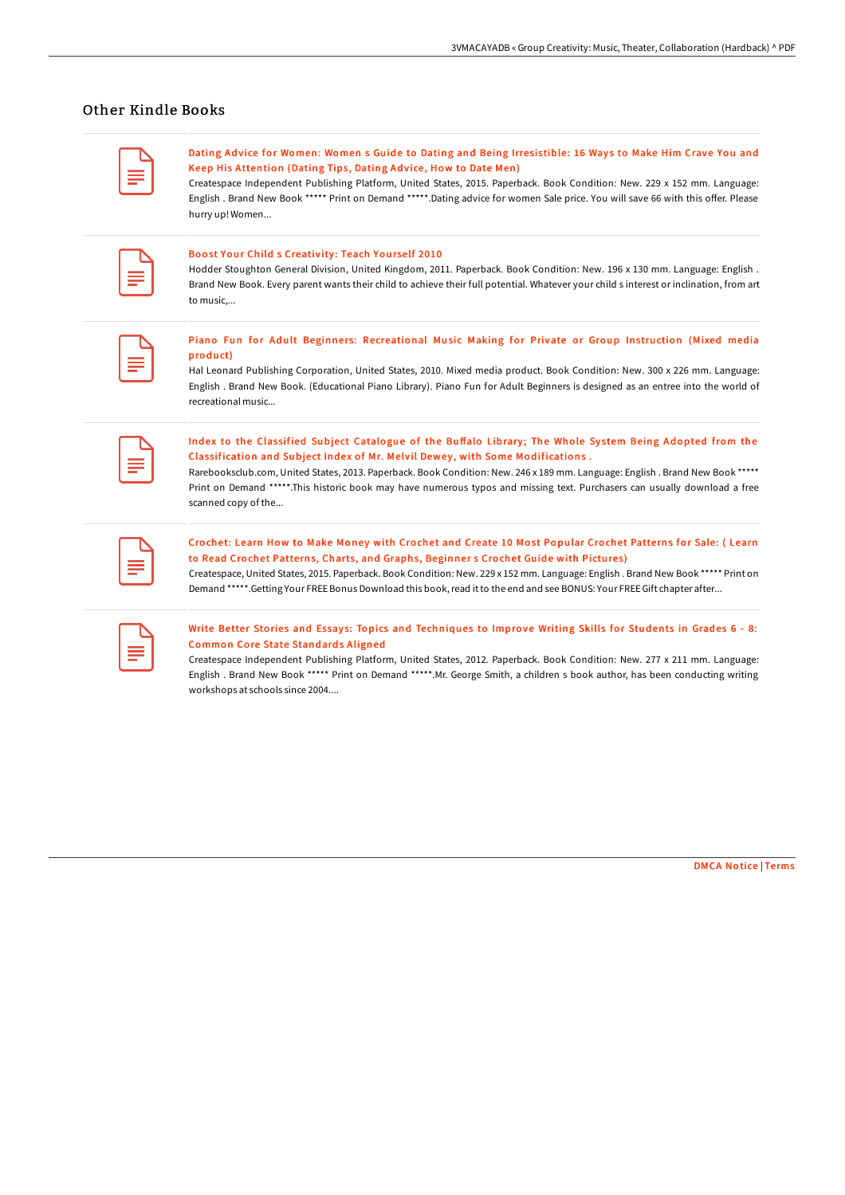## Other Kindle Books

### Dating Advice for Women: Women s Guide to Dating and Being Irresistible: 16 Ways to Make Him Crave You and Keep His Attention (Dating Tips, Dating Advice, How to Date Men)

Createspace Independent Publishing Platform, United States, 2015. Paperback. Book Condition: New. 229 x 152 mm. Language: English . Brand New Book ***** Print on Demand *****.Dating advice for women Sale price. You will save 66 with this offer. Please hurry up! Women...

### Boost Your Child s Creativity: Teach Yourself 2010

Hodder Stoughton General Division, United Kingdom, 2011. Paperback. Book Condition: New. 196 x 130 mm. Language: English . Brand New Book. Every parent wants their child to achieve their full potential. Whatever your child s interest or inclination, from art to music,...

### Piano Fun for Adult Beginners: Recreational Music Making for Private or Group Instruction (Mixed media product)

Hal Leonard Publishing Corporation, United States, 2010. Mixed media product. Book Condition: New. 300 x 226 mm. Language: English . Brand New Book. (Educational Piano Library). Piano Fun for Adult Beginners is designed as an entree into the world of recreational music...

### Index to the Classified Subject Catalogue of the Buffalo Library; The Whole System Being Adopted from the Classification and Subject Index of Mr. Melvil Dewey, with Some Modifications .

Rarebooksclub.com, United States, 2013. Paperback. Book Condition: New. 246 x 189 mm. Language: English . Brand New Book ***** Print on Demand *****.This historic book may have numerous typos and missing text. Purchasers can usually download a free scanned copy of the...

### Crochet: Learn How to Make Money with Crochet and Create 10 Most Popular Crochet Patterns for Sale: ( Learn to Read Crochet Patterns, Charts, and Graphs, Beginner s Crochet Guide with Pictures)

Createspace, United States, 2015. Paperback. Book Condition: New. 229 x 152 mm. Language: English . Brand New Book ***** Print on Demand *****.Getting Your FREE Bonus Download this book, read it to the end and see BONUS: Your FREE Gift chapter after...

### Write Better Stories and Essays: Topics and Techniques to Improve Writing Skills for Students in Grades 6 - 8: Common Core State Standards Aligned

Createspace Independent Publishing Platform, United States, 2012. Paperback. Book Condition: New. 277 x 211 mm. Language: English . Brand New Book ***** Print on Demand *****.Mr. George Smith, a children s book author, has been conducting writing workshops at schools since 2004....

DMCA Notice | Terms